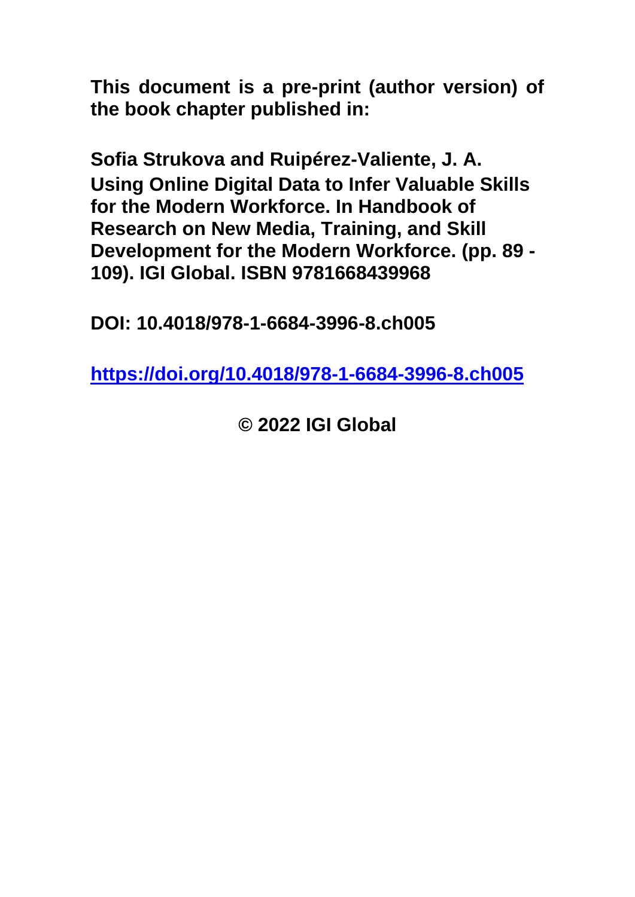**This document is a pre-print (author version) of the book chapter published in:**

**Sofia Strukova and Ruipérez-Valiente, J. A.**
**Using Online Digital Data to Infer Valuable Skills for the Modern Workforce. In Handbook of Research on New Media, Training, and Skill Development for the Modern Workforce. (pp. 89 - 109). IGI Global. ISBN 9781668439968**

**DOI: 10.4018/978-1-6684-3996-8.ch005**

**https://doi.org/10.4018/978-1-6684-3996-8.ch005**

**© 2022 IGI Global**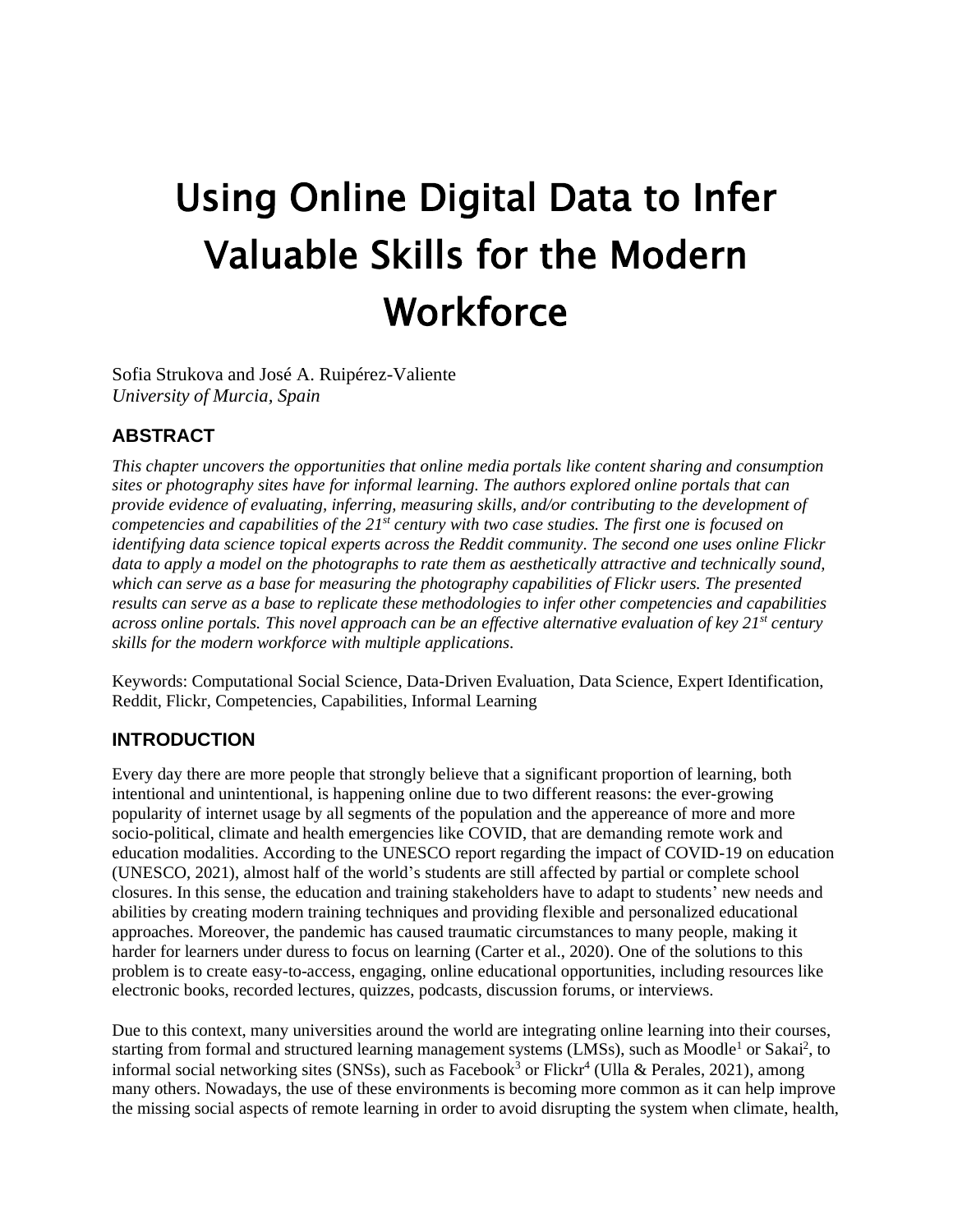# Using Online Digital Data to Infer Valuable Skills for the Modern Workforce

Sofia Strukova and José A. Ruipérez-Valiente
*University of Murcia, Spain*

## ABSTRACT

*This chapter uncovers the opportunities that online media portals like content sharing and consumption sites or photography sites have for informal learning. The authors explored online portals that can provide evidence of evaluating, inferring, measuring skills, and/or contributing to the development of competencies and capabilities of the 21st century with two case studies. The first one is focused on identifying data science topical experts across the Reddit community. The second one uses online Flickr data to apply a model on the photographs to rate them as aesthetically attractive and technically sound, which can serve as a base for measuring the photography capabilities of Flickr users. The presented results can serve as a base to replicate these methodologies to infer other competencies and capabilities across online portals. This novel approach can be an effective alternative evaluation of key 21st century skills for the modern workforce with multiple applications.*

Keywords: Computational Social Science, Data-Driven Evaluation, Data Science, Expert Identification, Reddit, Flickr, Competencies, Capabilities, Informal Learning

## INTRODUCTION

Every day there are more people that strongly believe that a significant proportion of learning, both intentional and unintentional, is happening online due to two different reasons: the ever-growing popularity of internet usage by all segments of the population and the appereance of more and more socio-political, climate and health emergencies like COVID, that are demanding remote work and education modalities. According to the UNESCO report regarding the impact of COVID-19 on education (UNESCO, 2021), almost half of the world's students are still affected by partial or complete school closures. In this sense, the education and training stakeholders have to adapt to students' new needs and abilities by creating modern training techniques and providing flexible and personalized educational approaches. Moreover, the pandemic has caused traumatic circumstances to many people, making it harder for learners under duress to focus on learning (Carter et al., 2020). One of the solutions to this problem is to create easy-to-access, engaging, online educational opportunities, including resources like electronic books, recorded lectures, quizzes, podcasts, discussion forums, or interviews.

Due to this context, many universities around the world are integrating online learning into their courses, starting from formal and structured learning management systems (LMSs), such as Moodle[1] or Sakai[2], to informal social networking sites (SNSs), such as Facebook[3] or Flickr[4] (Ulla & Perales, 2021), among many others. Nowadays, the use of these environments is becoming more common as it can help improve the missing social aspects of remote learning in order to avoid disrupting the system when climate, health,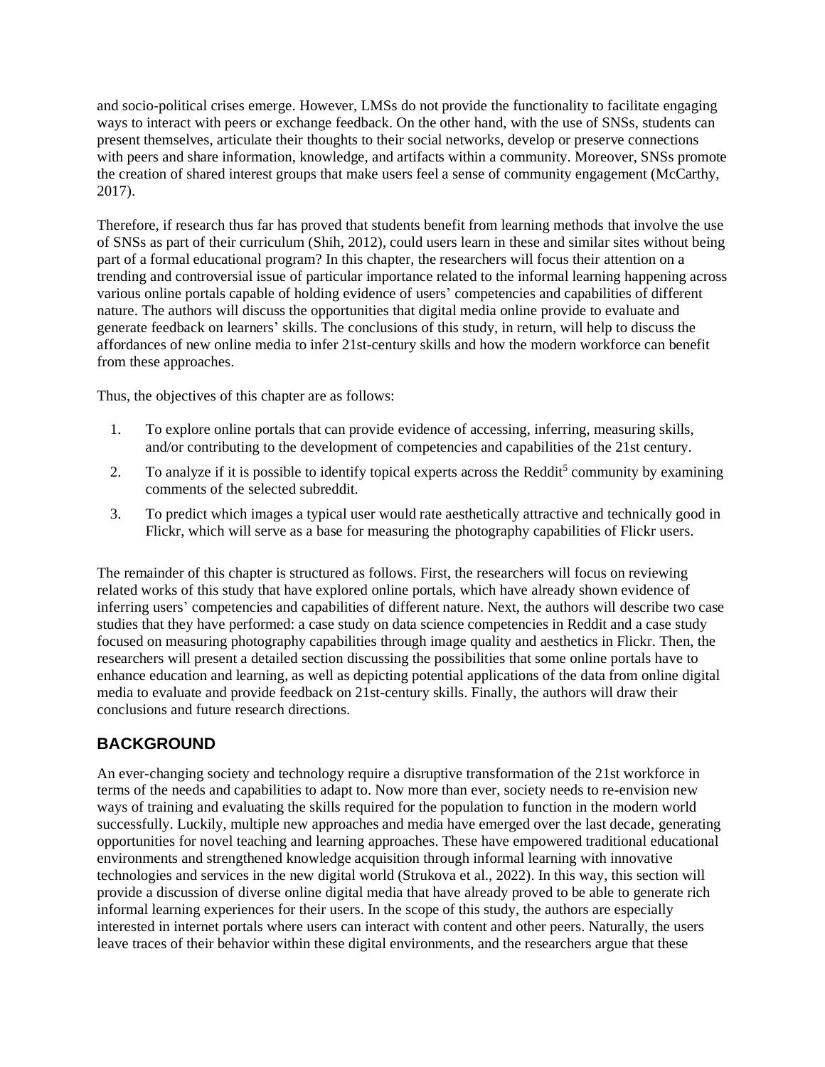and socio-political crises emerge. However, LMSs do not provide the functionality to facilitate engaging ways to interact with peers or exchange feedback. On the other hand, with the use of SNSs, students can present themselves, articulate their thoughts to their social networks, develop or preserve connections with peers and share information, knowledge, and artifacts within a community. Moreover, SNSs promote the creation of shared interest groups that make users feel a sense of community engagement (McCarthy, 2017).

Therefore, if research thus far has proved that students benefit from learning methods that involve the use of SNSs as part of their curriculum (Shih, 2012), could users learn in these and similar sites without being part of a formal educational program? In this chapter, the researchers will focus their attention on a trending and controversial issue of particular importance related to the informal learning happening across various online portals capable of holding evidence of users' competencies and capabilities of different nature. The authors will discuss the opportunities that digital media online provide to evaluate and generate feedback on learners' skills. The conclusions of this study, in return, will help to discuss the affordances of new online media to infer 21st-century skills and how the modern workforce can benefit from these approaches.

Thus, the objectives of this chapter are as follows:

1. To explore online portals that can provide evidence of accessing, inferring, measuring skills, and/or contributing to the development of competencies and capabilities of the 21st century.
2. To analyze if it is possible to identify topical experts across the Reddit[5] community by examining comments of the selected subreddit.
3. To predict which images a typical user would rate aesthetically attractive and technically good in Flickr, which will serve as a base for measuring the photography capabilities of Flickr users.

The remainder of this chapter is structured as follows. First, the researchers will focus on reviewing related works of this study that have explored online portals, which have already shown evidence of inferring users' competencies and capabilities of different nature. Next, the authors will describe two case studies that they have performed: a case study on data science competencies in Reddit and a case study focused on measuring photography capabilities through image quality and aesthetics in Flickr. Then, the researchers will present a detailed section discussing the possibilities that some online portals have to enhance education and learning, as well as depicting potential applications of the data from online digital media to evaluate and provide feedback on 21st-century skills. Finally, the authors will draw their conclusions and future research directions.

## BACKGROUND

An ever-changing society and technology require a disruptive transformation of the 21st workforce in terms of the needs and capabilities to adapt to. Now more than ever, society needs to re-envision new ways of training and evaluating the skills required for the population to function in the modern world successfully. Luckily, multiple new approaches and media have emerged over the last decade, generating opportunities for novel teaching and learning approaches. These have empowered traditional educational environments and strengthened knowledge acquisition through informal learning with innovative technologies and services in the new digital world (Strukova et al., 2022). In this way, this section will provide a discussion of diverse online digital media that have already proved to be able to generate rich informal learning experiences for their users. In the scope of this study, the authors are especially interested in internet portals where users can interact with content and other peers. Naturally, the users leave traces of their behavior within these digital environments, and the researchers argue that these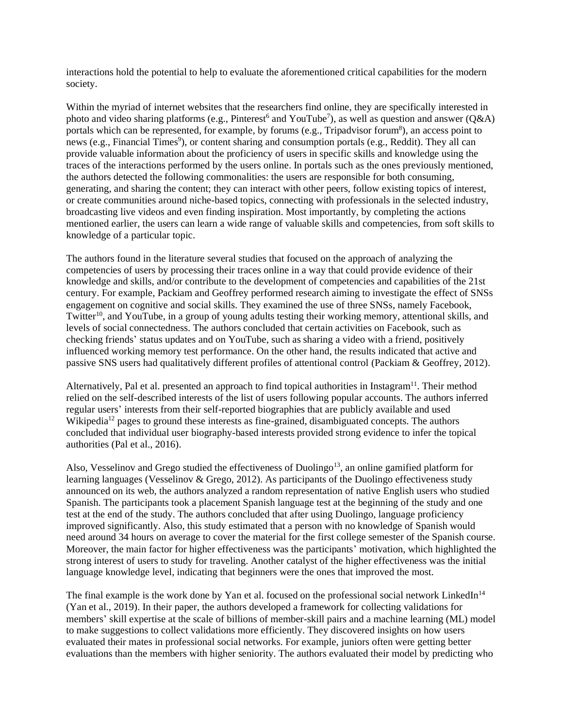interactions hold the potential to help to evaluate the aforementioned critical capabilities for the modern society.

Within the myriad of internet websites that the researchers find online, they are specifically interested in photo and video sharing platforms (e.g., Pinterest[6] and YouTube[7]), as well as question and answer (Q&A) portals which can be represented, for example, by forums (e.g., Tripadvisor forum[8]), an access point to news (e.g., Financial Times[9]), or content sharing and consumption portals (e.g., Reddit). They all can provide valuable information about the proficiency of users in specific skills and knowledge using the traces of the interactions performed by the users online. In portals such as the ones previously mentioned, the authors detected the following commonalities: the users are responsible for both consuming, generating, and sharing the content; they can interact with other peers, follow existing topics of interest, or create communities around niche-based topics, connecting with professionals in the selected industry, broadcasting live videos and even finding inspiration. Most importantly, by completing the actions mentioned earlier, the users can learn a wide range of valuable skills and competencies, from soft skills to knowledge of a particular topic.

The authors found in the literature several studies that focused on the approach of analyzing the competencies of users by processing their traces online in a way that could provide evidence of their knowledge and skills, and/or contribute to the development of competencies and capabilities of the 21st century. For example, Packiam and Geoffrey performed research aiming to investigate the effect of SNSs engagement on cognitive and social skills. They examined the use of three SNSs, namely Facebook, Twitter[10], and YouTube, in a group of young adults testing their working memory, attentional skills, and levels of social connectedness. The authors concluded that certain activities on Facebook, such as checking friends' status updates and on YouTube, such as sharing a video with a friend, positively influenced working memory test performance. On the other hand, the results indicated that active and passive SNS users had qualitatively different profiles of attentional control (Packiam & Geoffrey, 2012).

Alternatively, Pal et al. presented an approach to find topical authorities in Instagram[11]. Their method relied on the self-described interests of the list of users following popular accounts. The authors inferred regular users' interests from their self-reported biographies that are publicly available and used Wikipedia[12] pages to ground these interests as fine-grained, disambiguated concepts. The authors concluded that individual user biography-based interests provided strong evidence to infer the topical authorities (Pal et al., 2016).

Also, Vesselinov and Grego studied the effectiveness of Duolingo[13], an online gamified platform for learning languages (Vesselinov & Grego, 2012). As participants of the Duolingo effectiveness study announced on its web, the authors analyzed a random representation of native English users who studied Spanish. The participants took a placement Spanish language test at the beginning of the study and one test at the end of the study. The authors concluded that after using Duolingo, language proficiency improved significantly. Also, this study estimated that a person with no knowledge of Spanish would need around 34 hours on average to cover the material for the first college semester of the Spanish course. Moreover, the main factor for higher effectiveness was the participants' motivation, which highlighted the strong interest of users to study for traveling. Another catalyst of the higher effectiveness was the initial language knowledge level, indicating that beginners were the ones that improved the most.

The final example is the work done by Yan et al. focused on the professional social network LinkedIn[14] (Yan et al., 2019). In their paper, the authors developed a framework for collecting validations for members' skill expertise at the scale of billions of member-skill pairs and a machine learning (ML) model to make suggestions to collect validations more efficiently. They discovered insights on how users evaluated their mates in professional social networks. For example, juniors often were getting better evaluations than the members with higher seniority. The authors evaluated their model by predicting who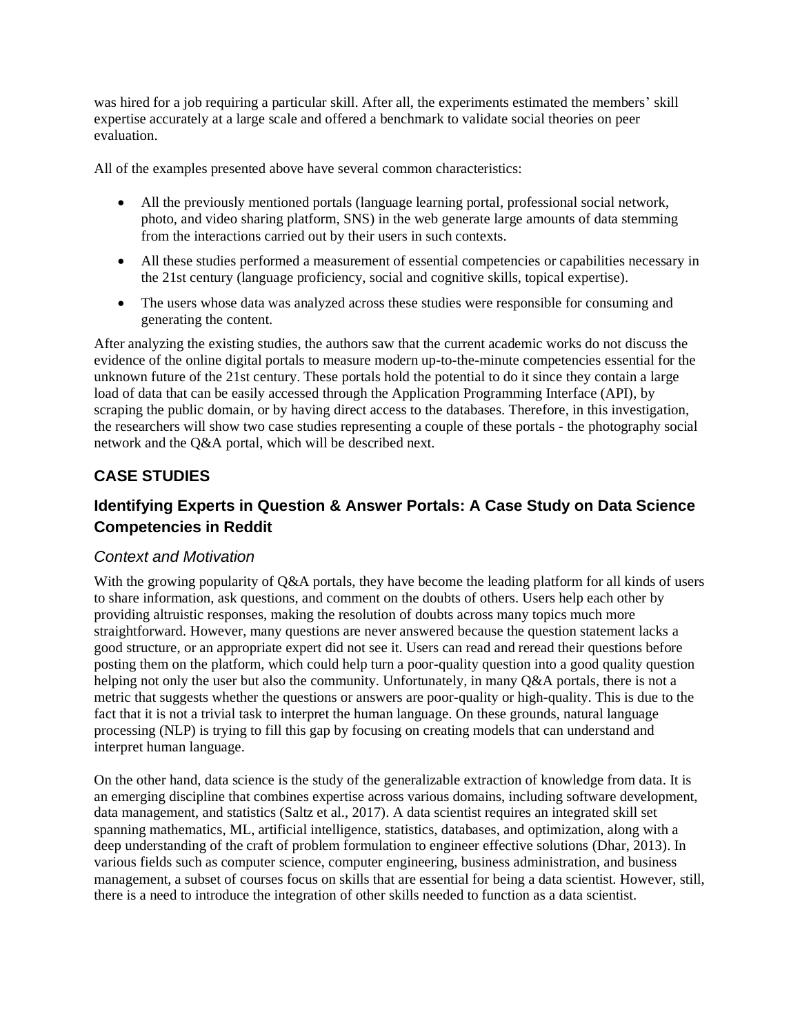was hired for a job requiring a particular skill. After all, the experiments estimated the members' skill expertise accurately at a large scale and offered a benchmark to validate social theories on peer evaluation.

All of the examples presented above have several common characteristics:

- All the previously mentioned portals (language learning portal, professional social network, photo, and video sharing platform, SNS) in the web generate large amounts of data stemming from the interactions carried out by their users in such contexts.
- All these studies performed a measurement of essential competencies or capabilities necessary in the 21st century (language proficiency, social and cognitive skills, topical expertise).
- The users whose data was analyzed across these studies were responsible for consuming and generating the content.

After analyzing the existing studies, the authors saw that the current academic works do not discuss the evidence of the online digital portals to measure modern up-to-the-minute competencies essential for the unknown future of the 21st century. These portals hold the potential to do it since they contain a large load of data that can be easily accessed through the Application Programming Interface (API), by scraping the public domain, or by having direct access to the databases. Therefore, in this investigation, the researchers will show two case studies representing a couple of these portals - the photography social network and the Q&A portal, which will be described next.

## CASE STUDIES

## Identifying Experts in Question & Answer Portals: A Case Study on Data Science Competencies in Reddit

### *Context and Motivation*

With the growing popularity of Q&A portals, they have become the leading platform for all kinds of users to share information, ask questions, and comment on the doubts of others. Users help each other by providing altruistic responses, making the resolution of doubts across many topics much more straightforward. However, many questions are never answered because the question statement lacks a good structure, or an appropriate expert did not see it. Users can read and reread their questions before posting them on the platform, which could help turn a poor-quality question into a good quality question helping not only the user but also the community. Unfortunately, in many Q&A portals, there is not a metric that suggests whether the questions or answers are poor-quality or high-quality. This is due to the fact that it is not a trivial task to interpret the human language. On these grounds, natural language processing (NLP) is trying to fill this gap by focusing on creating models that can understand and interpret human language.

On the other hand, data science is the study of the generalizable extraction of knowledge from data. It is an emerging discipline that combines expertise across various domains, including software development, data management, and statistics (Saltz et al., 2017). A data scientist requires an integrated skill set spanning mathematics, ML, artificial intelligence, statistics, databases, and optimization, along with a deep understanding of the craft of problem formulation to engineer effective solutions (Dhar, 2013). In various fields such as computer science, computer engineering, business administration, and business management, a subset of courses focus on skills that are essential for being a data scientist. However, still, there is a need to introduce the integration of other skills needed to function as a data scientist.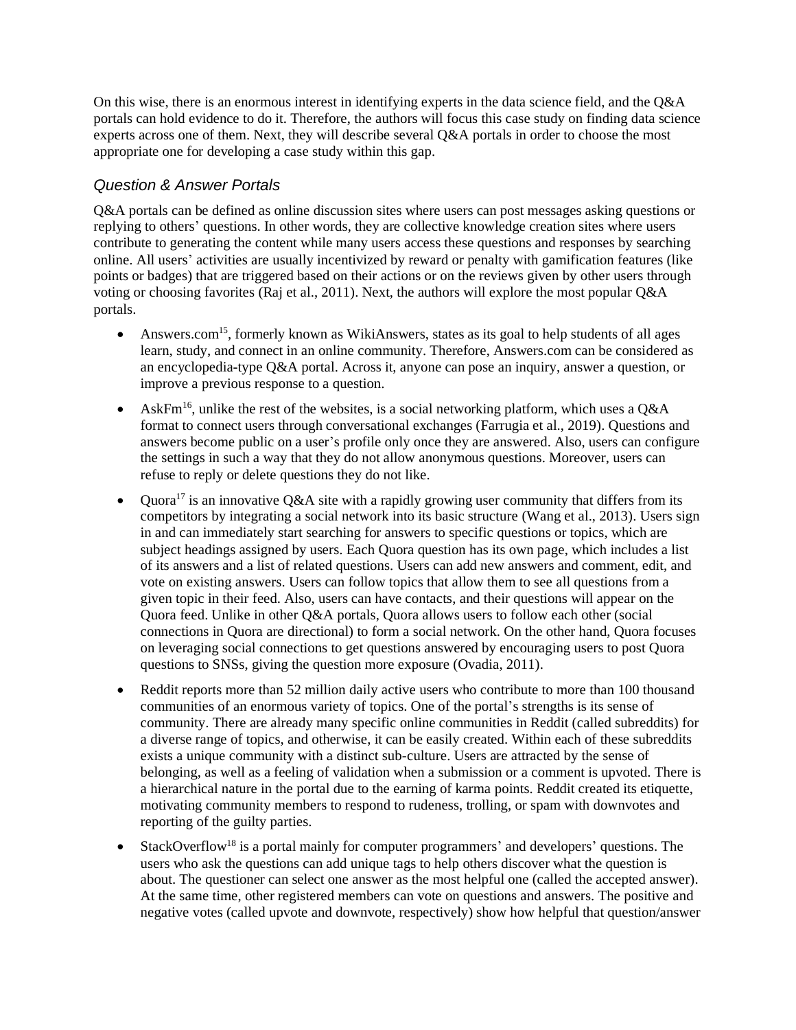On this wise, there is an enormous interest in identifying experts in the data science field, and the Q&A portals can hold evidence to do it. Therefore, the authors will focus this case study on finding data science experts across one of them. Next, they will describe several Q&A portals in order to choose the most appropriate one for developing a case study within this gap.

## Question & Answer Portals

Q&A portals can be defined as online discussion sites where users can post messages asking questions or replying to others' questions. In other words, they are collective knowledge creation sites where users contribute to generating the content while many users access these questions and responses by searching online. All users' activities are usually incentivized by reward or penalty with gamification features (like points or badges) that are triggered based on their actions or on the reviews given by other users through voting or choosing favorites (Raj et al., 2011). Next, the authors will explore the most popular Q&A portals.

- Answers.com[15], formerly known as WikiAnswers, states as its goal to help students of all ages learn, study, and connect in an online community. Therefore, Answers.com can be considered as an encyclopedia-type Q&A portal. Across it, anyone can pose an inquiry, answer a question, or improve a previous response to a question.
- AskFm[16], unlike the rest of the websites, is a social networking platform, which uses a Q&A format to connect users through conversational exchanges (Farrugia et al., 2019). Questions and answers become public on a user's profile only once they are answered. Also, users can configure the settings in such a way that they do not allow anonymous questions. Moreover, users can refuse to reply or delete questions they do not like.
- Quora[17] is an innovative Q&A site with a rapidly growing user community that differs from its competitors by integrating a social network into its basic structure (Wang et al., 2013). Users sign in and can immediately start searching for answers to specific questions or topics, which are subject headings assigned by users. Each Quora question has its own page, which includes a list of its answers and a list of related questions. Users can add new answers and comment, edit, and vote on existing answers. Users can follow topics that allow them to see all questions from a given topic in their feed. Also, users can have contacts, and their questions will appear on the Quora feed. Unlike in other Q&A portals, Quora allows users to follow each other (social connections in Quora are directional) to form a social network. On the other hand, Quora focuses on leveraging social connections to get questions answered by encouraging users to post Quora questions to SNSs, giving the question more exposure (Ovadia, 2011).
- Reddit reports more than 52 million daily active users who contribute to more than 100 thousand communities of an enormous variety of topics. One of the portal's strengths is its sense of community. There are already many specific online communities in Reddit (called subreddits) for a diverse range of topics, and otherwise, it can be easily created. Within each of these subreddits exists a unique community with a distinct sub-culture. Users are attracted by the sense of belonging, as well as a feeling of validation when a submission or a comment is upvoted. There is a hierarchical nature in the portal due to the earning of karma points. Reddit created its etiquette, motivating community members to respond to rudeness, trolling, or spam with downvotes and reporting of the guilty parties.
- StackOverflow[18] is a portal mainly for computer programmers' and developers' questions. The users who ask the questions can add unique tags to help others discover what the question is about. The questioner can select one answer as the most helpful one (called the accepted answer). At the same time, other registered members can vote on questions and answers. The positive and negative votes (called upvote and downvote, respectively) show how helpful that question/answer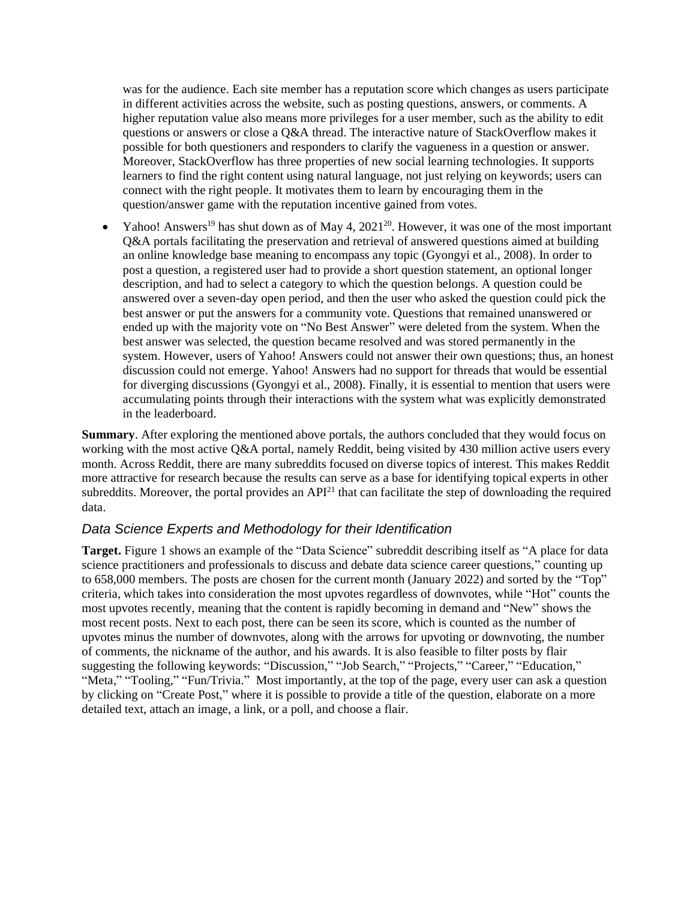was for the audience. Each site member has a reputation score which changes as users participate in different activities across the website, such as posting questions, answers, or comments. A higher reputation value also means more privileges for a user member, such as the ability to edit questions or answers or close a Q&A thread. The interactive nature of StackOverflow makes it possible for both questioners and responders to clarify the vagueness in a question or answer. Moreover, StackOverflow has three properties of new social learning technologies. It supports learners to find the right content using natural language, not just relying on keywords; users can connect with the right people. It motivates them to learn by encouraging them in the question/answer game with the reputation incentive gained from votes.

- Yahoo! Answers[19] has shut down as of May 4, 2021[20]. However, it was one of the most important Q&A portals facilitating the preservation and retrieval of answered questions aimed at building an online knowledge base meaning to encompass any topic (Gyongyi et al., 2008). In order to post a question, a registered user had to provide a short question statement, an optional longer description, and had to select a category to which the question belongs. A question could be answered over a seven-day open period, and then the user who asked the question could pick the best answer or put the answers for a community vote. Questions that remained unanswered or ended up with the majority vote on "No Best Answer" were deleted from the system. When the best answer was selected, the question became resolved and was stored permanently in the system. However, users of Yahoo! Answers could not answer their own questions; thus, an honest discussion could not emerge. Yahoo! Answers had no support for threads that would be essential for diverging discussions (Gyongyi et al., 2008). Finally, it is essential to mention that users were accumulating points through their interactions with the system what was explicitly demonstrated in the leaderboard.

**Summary**. After exploring the mentioned above portals, the authors concluded that they would focus on working with the most active Q&A portal, namely Reddit, being visited by 430 million active users every month. Across Reddit, there are many subreddits focused on diverse topics of interest. This makes Reddit more attractive for research because the results can serve as a base for identifying topical experts in other subreddits. Moreover, the portal provides an API[21] that can facilitate the step of downloading the required data.

### *Data Science Experts and Methodology for their Identification*

**Target.** Figure 1 shows an example of the "Data Science" subreddit describing itself as "A place for data science practitioners and professionals to discuss and debate data science career questions," counting up to 658,000 members. The posts are chosen for the current month (January 2022) and sorted by the "Top" criteria, which takes into consideration the most upvotes regardless of downvotes, while "Hot" counts the most upvotes recently, meaning that the content is rapidly becoming in demand and "New" shows the most recent posts. Next to each post, there can be seen its score, which is counted as the number of upvotes minus the number of downvotes, along with the arrows for upvoting or downvoting, the number of comments, the nickname of the author, and his awards. It is also feasible to filter posts by flair suggesting the following keywords: "Discussion," "Job Search," "Projects," "Career," "Education," "Meta," "Tooling," "Fun/Trivia." Most importantly, at the top of the page, every user can ask a question by clicking on "Create Post," where it is possible to provide a title of the question, elaborate on a more detailed text, attach an image, a link, or a poll, and choose a flair.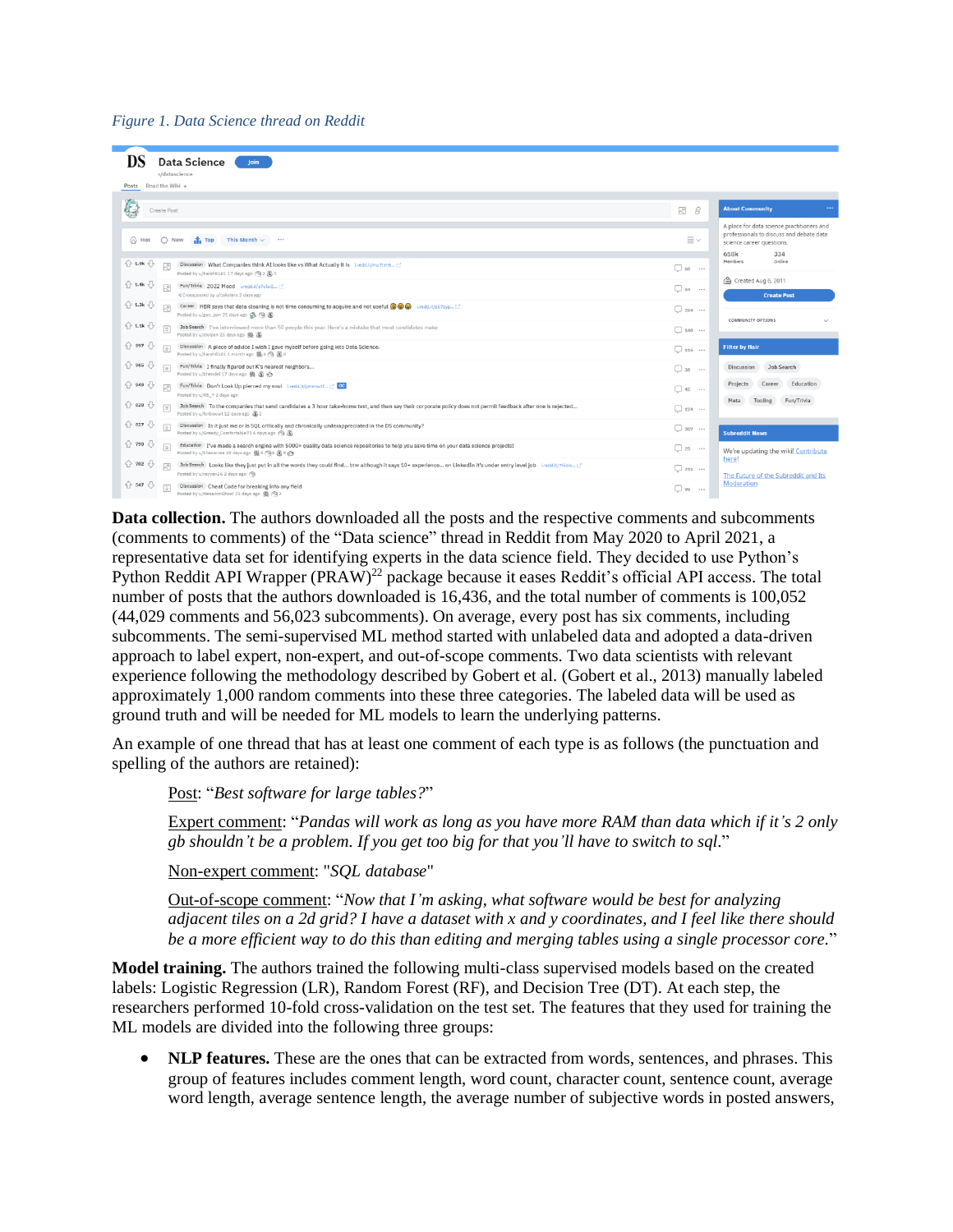*Figure 1. Data Science thread on Reddit*

**Data collection.** The authors downloaded all the posts and the respective comments and subcomments (comments to comments) of the "Data science" thread in Reddit from May 2020 to April 2021, a representative data set for identifying experts in the data science field. They decided to use Python's Python Reddit API Wrapper (PRAW)[22] package because it eases Reddit's official API access. The total number of posts that the authors downloaded is 16,436, and the total number of comments is 100,052 (44,029 comments and 56,023 subcomments). On average, every post has six comments, including subcomments. The semi-supervised ML method started with unlabeled data and adopted a data-driven approach to label expert, non-expert, and out-of-scope comments. Two data scientists with relevant experience following the methodology described by Gobert et al. (Gobert et al., 2013) manually labeled approximately 1,000 random comments into these three categories. The labeled data will be used as ground truth and will be needed for ML models to learn the underlying patterns.

An example of one thread that has at least one comment of each type is as follows (the punctuation and spelling of the authors are retained):

> Post: "*Best software for large tables?*"
>
> Expert comment: "*Pandas will work as long as you have more RAM than data which if it's 2 only gb shouldn't be a problem. If you get too big for that you'll have to switch to sql.*"
>
> Non-expert comment: "*SQL database*"
>
> Out-of-scope comment: "*Now that I'm asking, what software would be best for analyzing adjacent tiles on a 2d grid? I have a dataset with x and y coordinates, and I feel like there should be a more efficient way to do this than editing and merging tables using a single processor core.*"

**Model training.** The authors trained the following multi-class supervised models based on the created labels: Logistic Regression (LR), Random Forest (RF), and Decision Tree (DT). At each step, the researchers performed 10-fold cross-validation on the test set. The features that they used for training the ML models are divided into the following three groups:

- **NLP features.** These are the ones that can be extracted from words, sentences, and phrases. This group of features includes comment length, word count, character count, sentence count, average word length, average sentence length, the average number of subjective words in posted answers,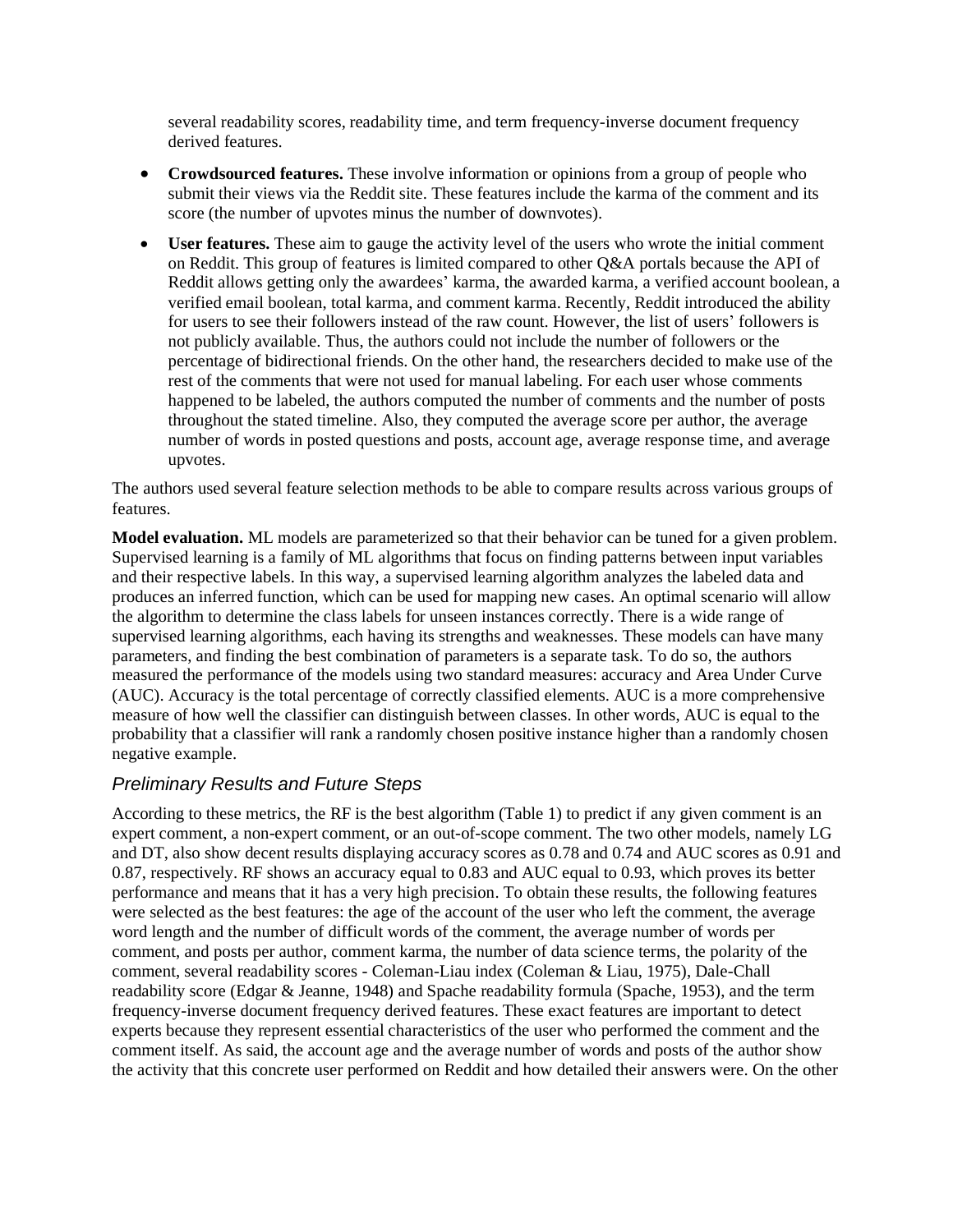several readability scores, readability time, and term frequency-inverse document frequency derived features.

- **Crowdsourced features.** These involve information or opinions from a group of people who submit their views via the Reddit site. These features include the karma of the comment and its score (the number of upvotes minus the number of downvotes).
- **User features.** These aim to gauge the activity level of the users who wrote the initial comment on Reddit. This group of features is limited compared to other Q&A portals because the API of Reddit allows getting only the awardees' karma, the awarded karma, a verified account boolean, a verified email boolean, total karma, and comment karma. Recently, Reddit introduced the ability for users to see their followers instead of the raw count. However, the list of users' followers is not publicly available. Thus, the authors could not include the number of followers or the percentage of bidirectional friends. On the other hand, the researchers decided to make use of the rest of the comments that were not used for manual labeling. For each user whose comments happened to be labeled, the authors computed the number of comments and the number of posts throughout the stated timeline. Also, they computed the average score per author, the average number of words in posted questions and posts, account age, average response time, and average upvotes.

The authors used several feature selection methods to be able to compare results across various groups of features.

**Model evaluation.** ML models are parameterized so that their behavior can be tuned for a given problem. Supervised learning is a family of ML algorithms that focus on finding patterns between input variables and their respective labels. In this way, a supervised learning algorithm analyzes the labeled data and produces an inferred function, which can be used for mapping new cases. An optimal scenario will allow the algorithm to determine the class labels for unseen instances correctly. There is a wide range of supervised learning algorithms, each having its strengths and weaknesses. These models can have many parameters, and finding the best combination of parameters is a separate task. To do so, the authors measured the performance of the models using two standard measures: accuracy and Area Under Curve (AUC). Accuracy is the total percentage of correctly classified elements. AUC is a more comprehensive measure of how well the classifier can distinguish between classes. In other words, AUC is equal to the probability that a classifier will rank a randomly chosen positive instance higher than a randomly chosen negative example.

### *Preliminary Results and Future Steps*

According to these metrics, the RF is the best algorithm (Table 1) to predict if any given comment is an expert comment, a non-expert comment, or an out-of-scope comment. The two other models, namely LG and DT, also show decent results displaying accuracy scores as 0.78 and 0.74 and AUC scores as 0.91 and 0.87, respectively. RF shows an accuracy equal to 0.83 and AUC equal to 0.93, which proves its better performance and means that it has a very high precision. To obtain these results, the following features were selected as the best features: the age of the account of the user who left the comment, the average word length and the number of difficult words of the comment, the average number of words per comment, and posts per author, comment karma, the number of data science terms, the polarity of the comment, several readability scores - Coleman-Liau index (Coleman & Liau, 1975), Dale-Chall readability score (Edgar & Jeanne, 1948) and Spache readability formula (Spache, 1953), and the term frequency-inverse document frequency derived features. These exact features are important to detect experts because they represent essential characteristics of the user who performed the comment and the comment itself. As said, the account age and the average number of words and posts of the author show the activity that this concrete user performed on Reddit and how detailed their answers were. On the other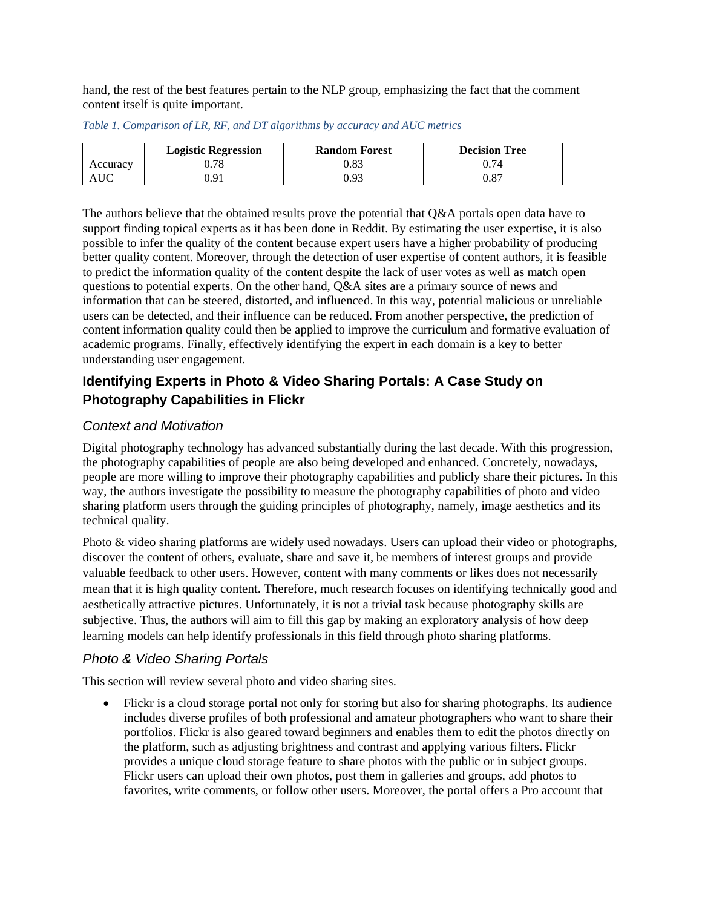hand, the rest of the best features pertain to the NLP group, emphasizing the fact that the comment content itself is quite important.

*Table 1. Comparison of LR, RF, and DT algorithms by accuracy and AUC metrics*

| | **Logistic Regression** | **Random Forest** | **Decision Tree** |
|---|---|---|---|
| Accuracy | 0.78 | 0.83 | 0.74 |
| AUC | 0.91 | 0.93 | 0.87 |

The authors believe that the obtained results prove the potential that Q&A portals open data have to support finding topical experts as it has been done in Reddit. By estimating the user expertise, it is also possible to infer the quality of the content because expert users have a higher probability of producing better quality content. Moreover, through the detection of user expertise of content authors, it is feasible to predict the information quality of the content despite the lack of user votes as well as match open questions to potential experts. On the other hand, Q&A sites are a primary source of news and information that can be steered, distorted, and influenced. In this way, potential malicious or unreliable users can be detected, and their influence can be reduced. From another perspective, the prediction of content information quality could then be applied to improve the curriculum and formative evaluation of academic programs. Finally, effectively identifying the expert in each domain is a key to better understanding user engagement.

## Identifying Experts in Photo & Video Sharing Portals: A Case Study on Photography Capabilities in Flickr

### *Context and Motivation*

Digital photography technology has advanced substantially during the last decade. With this progression, the photography capabilities of people are also being developed and enhanced. Concretely, nowadays, people are more willing to improve their photography capabilities and publicly share their pictures. In this way, the authors investigate the possibility to measure the photography capabilities of photo and video sharing platform users through the guiding principles of photography, namely, image aesthetics and its technical quality.

Photo & video sharing platforms are widely used nowadays. Users can upload their video or photographs, discover the content of others, evaluate, share and save it, be members of interest groups and provide valuable feedback to other users. However, content with many comments or likes does not necessarily mean that it is high quality content. Therefore, much research focuses on identifying technically good and aesthetically attractive pictures. Unfortunately, it is not a trivial task because photography skills are subjective. Thus, the authors will aim to fill this gap by making an exploratory analysis of how deep learning models can help identify professionals in this field through photo sharing platforms.

### *Photo & Video Sharing Portals*

This section will review several photo and video sharing sites.

- Flickr is a cloud storage portal not only for storing but also for sharing photographs. Its audience includes diverse profiles of both professional and amateur photographers who want to share their portfolios. Flickr is also geared toward beginners and enables them to edit the photos directly on the platform, such as adjusting brightness and contrast and applying various filters. Flickr provides a unique cloud storage feature to share photos with the public or in subject groups. Flickr users can upload their own photos, post them in galleries and groups, add photos to favorites, write comments, or follow other users. Moreover, the portal offers a Pro account that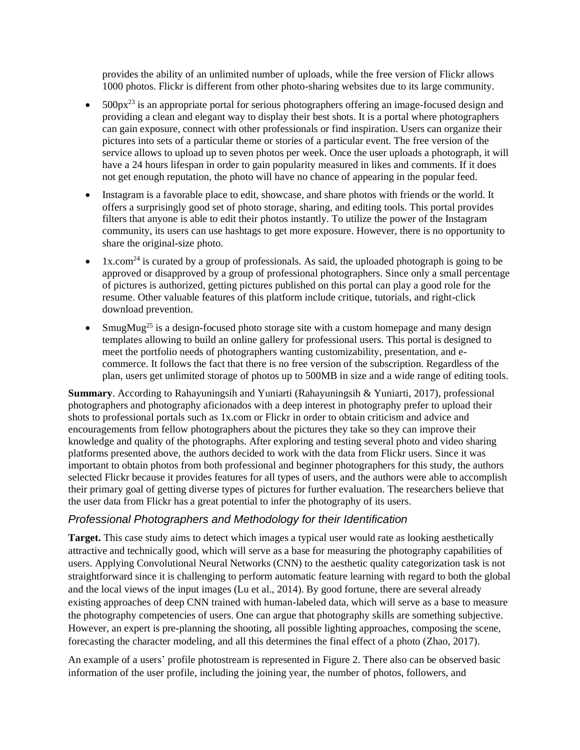provides the ability of an unlimited number of uploads, while the free version of Flickr allows 1000 photos. Flickr is different from other photo-sharing websites due to its large community.

- 500px[23] is an appropriate portal for serious photographers offering an image-focused design and providing a clean and elegant way to display their best shots. It is a portal where photographers can gain exposure, connect with other professionals or find inspiration. Users can organize their pictures into sets of a particular theme or stories of a particular event. The free version of the service allows to upload up to seven photos per week. Once the user uploads a photograph, it will have a 24 hours lifespan in order to gain popularity measured in likes and comments. If it does not get enough reputation, the photo will have no chance of appearing in the popular feed.
- Instagram is a favorable place to edit, showcase, and share photos with friends or the world. It offers a surprisingly good set of photo storage, sharing, and editing tools. This portal provides filters that anyone is able to edit their photos instantly. To utilize the power of the Instagram community, its users can use hashtags to get more exposure. However, there is no opportunity to share the original-size photo.
- 1x.com[24] is curated by a group of professionals. As said, the uploaded photograph is going to be approved or disapproved by a group of professional photographers. Since only a small percentage of pictures is authorized, getting pictures published on this portal can play a good role for the resume. Other valuable features of this platform include critique, tutorials, and right-click download prevention.
- SmugMug[25] is a design-focused photo storage site with a custom homepage and many design templates allowing to build an online gallery for professional users. This portal is designed to meet the portfolio needs of photographers wanting customizability, presentation, and e-commerce. It follows the fact that there is no free version of the subscription. Regardless of the plan, users get unlimited storage of photos up to 500MB in size and a wide range of editing tools.

**Summary**. According to Rahayuningsih and Yuniarti (Rahayuningsih & Yuniarti, 2017), professional photographers and photography aficionados with a deep interest in photography prefer to upload their shots to professional portals such as 1x.com or Flickr in order to obtain criticism and advice and encouragements from fellow photographers about the pictures they take so they can improve their knowledge and quality of the photographs. After exploring and testing several photo and video sharing platforms presented above, the authors decided to work with the data from Flickr users. Since it was important to obtain photos from both professional and beginner photographers for this study, the authors selected Flickr because it provides features for all types of users, and the authors were able to accomplish their primary goal of getting diverse types of pictures for further evaluation. The researchers believe that the user data from Flickr has a great potential to infer the photography of its users.

### *Professional Photographers and Methodology for their Identification*

**Target.** This case study aims to detect which images a typical user would rate as looking aesthetically attractive and technically good, which will serve as a base for measuring the photography capabilities of users. Applying Convolutional Neural Networks (CNN) to the aesthetic quality categorization task is not straightforward since it is challenging to perform automatic feature learning with regard to both the global and the local views of the input images (Lu et al., 2014). By good fortune, there are several already existing approaches of deep CNN trained with human-labeled data, which will serve as a base to measure the photography competencies of users. One can argue that photography skills are something subjective. However, an expert is pre-planning the shooting, all possible lighting approaches, composing the scene, forecasting the character modeling, and all this determines the final effect of a photo (Zhao, 2017).

An example of a users' profile photostream is represented in Figure 2. There also can be observed basic information of the user profile, including the joining year, the number of photos, followers, and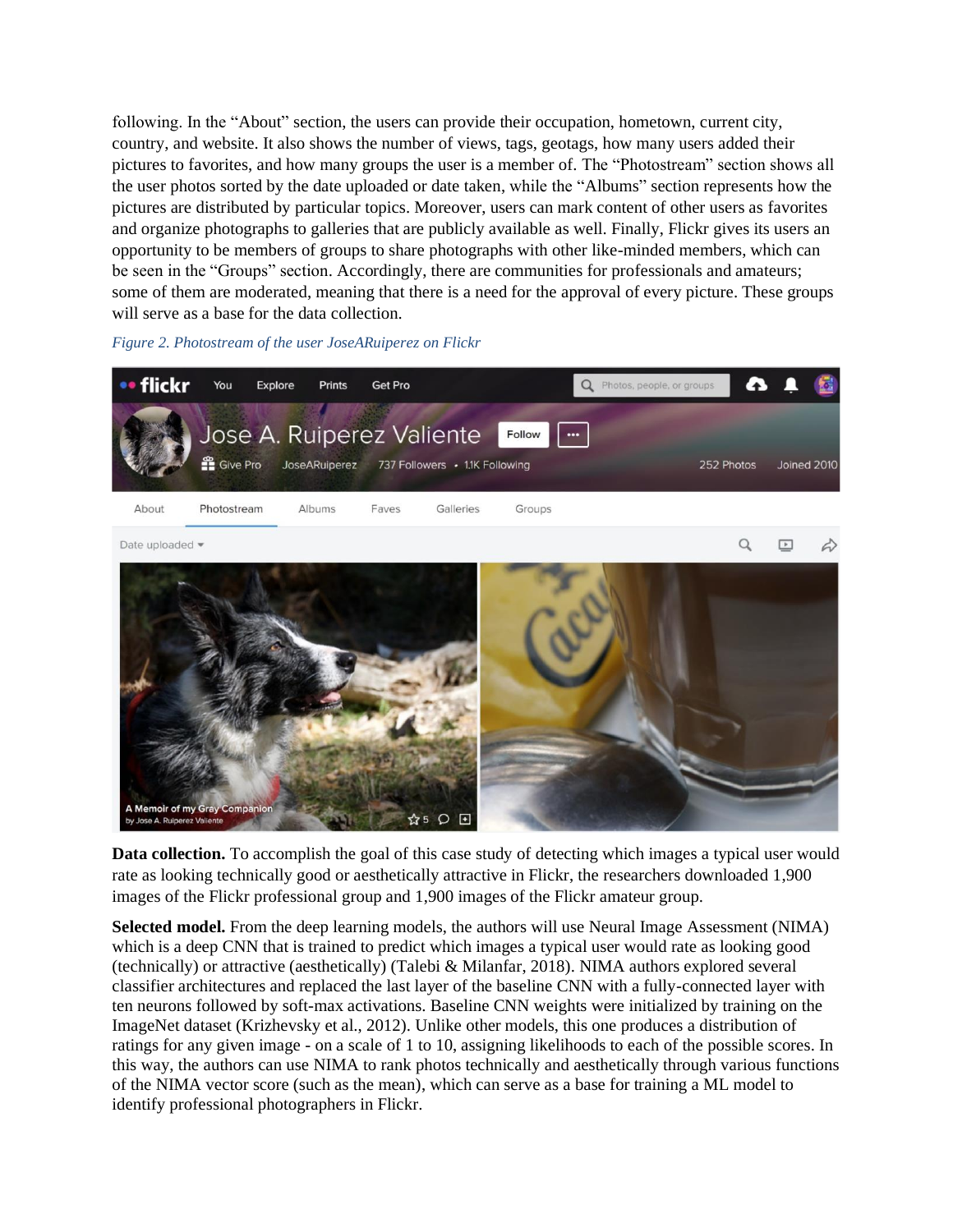following. In the "About" section, the users can provide their occupation, hometown, current city, country, and website. It also shows the number of views, tags, geotags, how many users added their pictures to favorites, and how many groups the user is a member of. The "Photostream" section shows all the user photos sorted by the date uploaded or date taken, while the "Albums" section represents how the pictures are distributed by particular topics. Moreover, users can mark content of other users as favorites and organize photographs to galleries that are publicly available as well. Finally, Flickr gives its users an opportunity to be members of groups to share photographs with other like-minded members, which can be seen in the "Groups" section. Accordingly, there are communities for professionals and amateurs; some of them are moderated, meaning that there is a need for the approval of every picture. These groups will serve as a base for the data collection.

*Figure 2. Photostream of the user JoseARuiperez on Flickr*

**Data collection.** To accomplish the goal of this case study of detecting which images a typical user would rate as looking technically good or aesthetically attractive in Flickr, the researchers downloaded 1,900 images of the Flickr professional group and 1,900 images of the Flickr amateur group.

**Selected model.** From the deep learning models, the authors will use Neural Image Assessment (NIMA) which is a deep CNN that is trained to predict which images a typical user would rate as looking good (technically) or attractive (aesthetically) (Talebi & Milanfar, 2018). NIMA authors explored several classifier architectures and replaced the last layer of the baseline CNN with a fully-connected layer with ten neurons followed by soft-max activations. Baseline CNN weights were initialized by training on the ImageNet dataset (Krizhevsky et al., 2012). Unlike other models, this one produces a distribution of ratings for any given image - on a scale of 1 to 10, assigning likelihoods to each of the possible scores. In this way, the authors can use NIMA to rank photos technically and aesthetically through various functions of the NIMA vector score (such as the mean), which can serve as a base for training a ML model to identify professional photographers in Flickr.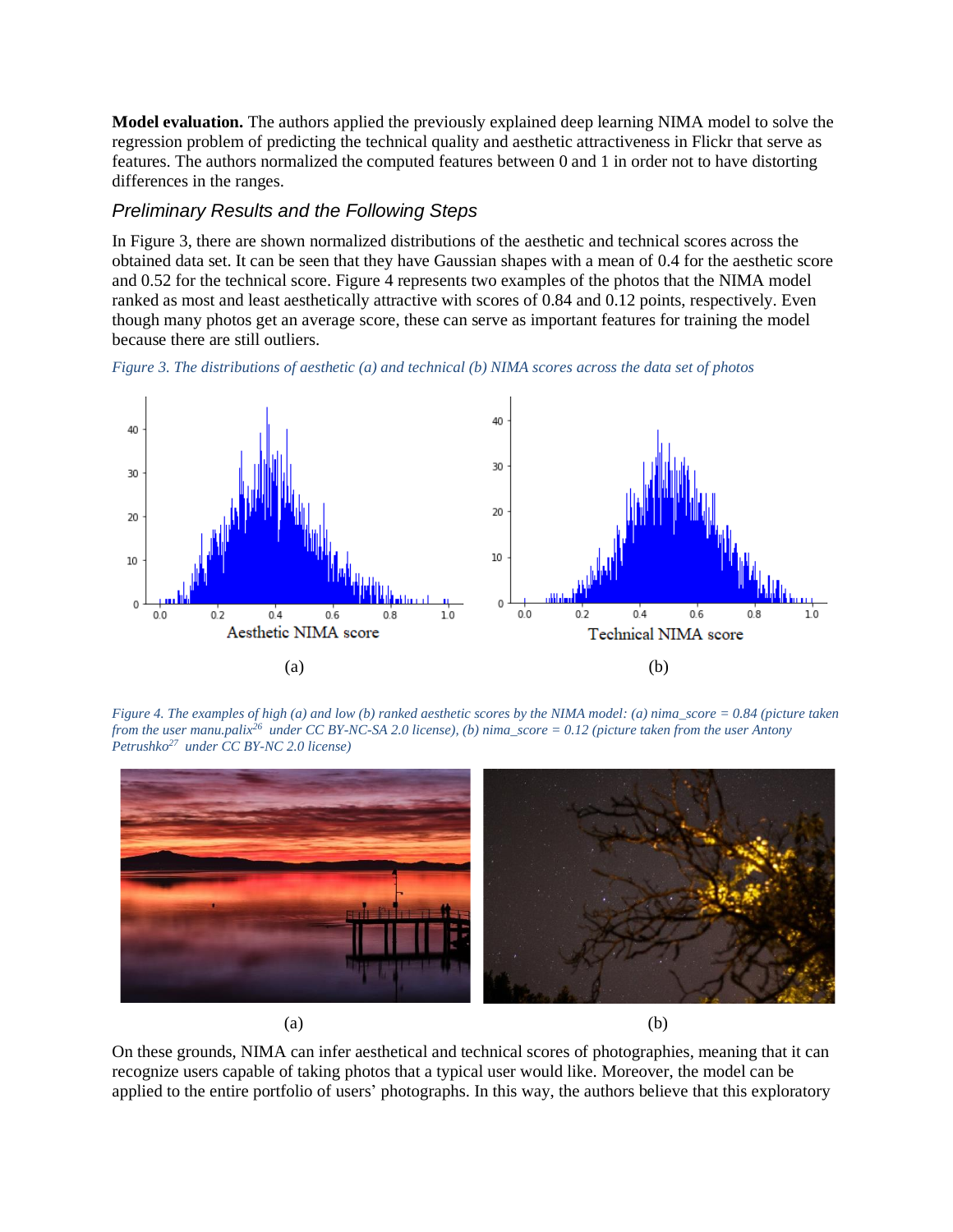**Model evaluation.** The authors applied the previously explained deep learning NIMA model to solve the regression problem of predicting the technical quality and aesthetic attractiveness in Flickr that serve as features. The authors normalized the computed features between 0 and 1 in order not to have distorting differences in the ranges.

### *Preliminary Results and the Following Steps*

In Figure 3, there are shown normalized distributions of the aesthetic and technical scores across the obtained data set. It can be seen that they have Gaussian shapes with a mean of 0.4 for the aesthetic score and 0.52 for the technical score. Figure 4 represents two examples of the photos that the NIMA model ranked as most and least aesthetically attractive with scores of 0.84 and 0.12 points, respectively. Even though many photos get an average score, these can serve as important features for training the model because there are still outliers.

*Figure 3. The distributions of aesthetic (a) and technical (b) NIMA scores across the data set of photos*

*Figure 4. The examples of high (a) and low (b) ranked aesthetic scores by the NIMA model: (a) nima_score = 0.84 (picture taken from the user manu.palix[26] under CC BY-NC-SA 2.0 license), (b) nima_score = 0.12 (picture taken from the user Antony Petrushko[27] under CC BY-NC 2.0 license)*

On these grounds, NIMA can infer aesthetical and technical scores of photographies, meaning that it can recognize users capable of taking photos that a typical user would like. Moreover, the model can be applied to the entire portfolio of users' photographs. In this way, the authors believe that this exploratory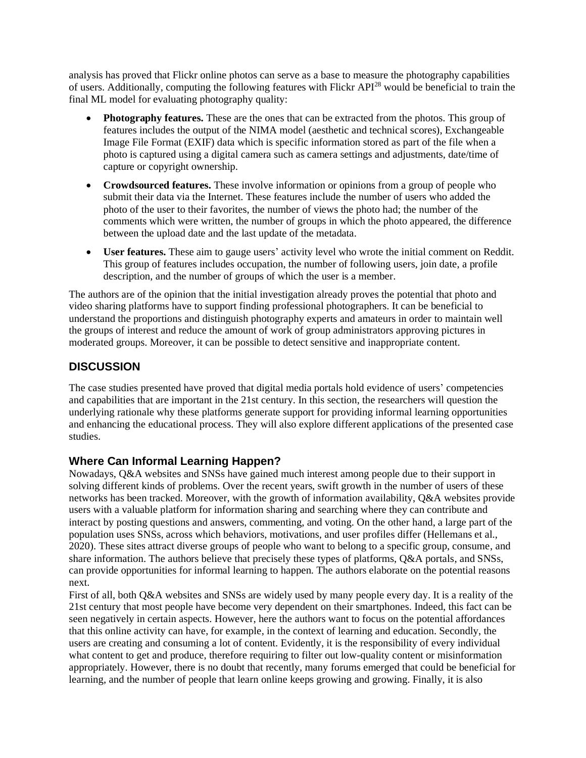analysis has proved that Flickr online photos can serve as a base to measure the photography capabilities of users. Additionally, computing the following features with Flickr API[28] would be beneficial to train the final ML model for evaluating photography quality:

- **Photography features.** These are the ones that can be extracted from the photos. This group of features includes the output of the NIMA model (aesthetic and technical scores), Exchangeable Image File Format (EXIF) data which is specific information stored as part of the file when a photo is captured using a digital camera such as camera settings and adjustments, date/time of capture or copyright ownership.
- **Crowdsourced features.** These involve information or opinions from a group of people who submit their data via the Internet. These features include the number of users who added the photo of the user to their favorites, the number of views the photo had; the number of the comments which were written, the number of groups in which the photo appeared, the difference between the upload date and the last update of the metadata.
- **User features.** These aim to gauge users' activity level who wrote the initial comment on Reddit. This group of features includes occupation, the number of following users, join date, a profile description, and the number of groups of which the user is a member.

The authors are of the opinion that the initial investigation already proves the potential that photo and video sharing platforms have to support finding professional photographers. It can be beneficial to understand the proportions and distinguish photography experts and amateurs in order to maintain well the groups of interest and reduce the amount of work of group administrators approving pictures in moderated groups. Moreover, it can be possible to detect sensitive and inappropriate content.

## DISCUSSION

The case studies presented have proved that digital media portals hold evidence of users' competencies and capabilities that are important in the 21st century. In this section, the researchers will question the underlying rationale why these platforms generate support for providing informal learning opportunities and enhancing the educational process. They will also explore different applications of the presented case studies.

### Where Can Informal Learning Happen?

Nowadays, Q&A websites and SNSs have gained much interest among people due to their support in solving different kinds of problems. Over the recent years, swift growth in the number of users of these networks has been tracked. Moreover, with the growth of information availability, Q&A websites provide users with a valuable platform for information sharing and searching where they can contribute and interact by posting questions and answers, commenting, and voting. On the other hand, a large part of the population uses SNSs, across which behaviors, motivations, and user profiles differ (Hellemans et al., 2020). These sites attract diverse groups of people who want to belong to a specific group, consume, and share information. The authors believe that precisely these types of platforms, Q&A portals, and SNSs, can provide opportunities for informal learning to happen. The authors elaborate on the potential reasons next.

First of all, both Q&A websites and SNSs are widely used by many people every day. It is a reality of the 21st century that most people have become very dependent on their smartphones. Indeed, this fact can be seen negatively in certain aspects. However, here the authors want to focus on the potential affordances that this online activity can have, for example, in the context of learning and education. Secondly, the users are creating and consuming a lot of content. Evidently, it is the responsibility of every individual what content to get and produce, therefore requiring to filter out low-quality content or misinformation appropriately. However, there is no doubt that recently, many forums emerged that could be beneficial for learning, and the number of people that learn online keeps growing and growing. Finally, it is also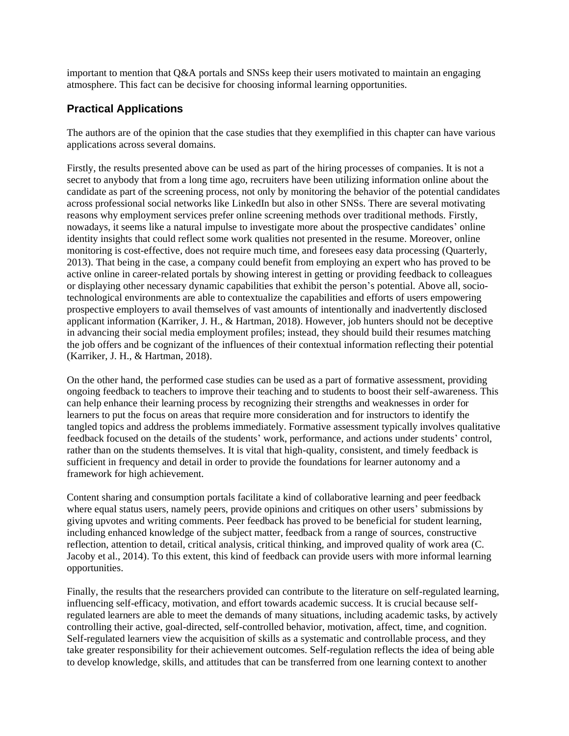important to mention that Q&A portals and SNSs keep their users motivated to maintain an engaging atmosphere. This fact can be decisive for choosing informal learning opportunities.

## Practical Applications

The authors are of the opinion that the case studies that they exemplified in this chapter can have various applications across several domains.

Firstly, the results presented above can be used as part of the hiring processes of companies. It is not a secret to anybody that from a long time ago, recruiters have been utilizing information online about the candidate as part of the screening process, not only by monitoring the behavior of the potential candidates across professional social networks like LinkedIn but also in other SNSs. There are several motivating reasons why employment services prefer online screening methods over traditional methods. Firstly, nowadays, it seems like a natural impulse to investigate more about the prospective candidates' online identity insights that could reflect some work qualities not presented in the resume. Moreover, online monitoring is cost-effective, does not require much time, and foresees easy data processing (Quarterly, 2013). That being in the case, a company could benefit from employing an expert who has proved to be active online in career-related portals by showing interest in getting or providing feedback to colleagues or displaying other necessary dynamic capabilities that exhibit the person's potential. Above all, socio-technological environments are able to contextualize the capabilities and efforts of users empowering prospective employers to avail themselves of vast amounts of intentionally and inadvertently disclosed applicant information (Karriker, J. H., & Hartman, 2018). However, job hunters should not be deceptive in advancing their social media employment profiles; instead, they should build their resumes matching the job offers and be cognizant of the influences of their contextual information reflecting their potential (Karriker, J. H., & Hartman, 2018).

On the other hand, the performed case studies can be used as a part of formative assessment, providing ongoing feedback to teachers to improve their teaching and to students to boost their self-awareness. This can help enhance their learning process by recognizing their strengths and weaknesses in order for learners to put the focus on areas that require more consideration and for instructors to identify the tangled topics and address the problems immediately. Formative assessment typically involves qualitative feedback focused on the details of the students' work, performance, and actions under students' control, rather than on the students themselves. It is vital that high-quality, consistent, and timely feedback is sufficient in frequency and detail in order to provide the foundations for learner autonomy and a framework for high achievement.

Content sharing and consumption portals facilitate a kind of collaborative learning and peer feedback where equal status users, namely peers, provide opinions and critiques on other users' submissions by giving upvotes and writing comments. Peer feedback has proved to be beneficial for student learning, including enhanced knowledge of the subject matter, feedback from a range of sources, constructive reflection, attention to detail, critical analysis, critical thinking, and improved quality of work area (C. Jacoby et al., 2014). To this extent, this kind of feedback can provide users with more informal learning opportunities.

Finally, the results that the researchers provided can contribute to the literature on self-regulated learning, influencing self-efficacy, motivation, and effort towards academic success. It is crucial because self-regulated learners are able to meet the demands of many situations, including academic tasks, by actively controlling their active, goal-directed, self-controlled behavior, motivation, affect, time, and cognition. Self-regulated learners view the acquisition of skills as a systematic and controllable process, and they take greater responsibility for their achievement outcomes. Self-regulation reflects the idea of being able to develop knowledge, skills, and attitudes that can be transferred from one learning context to another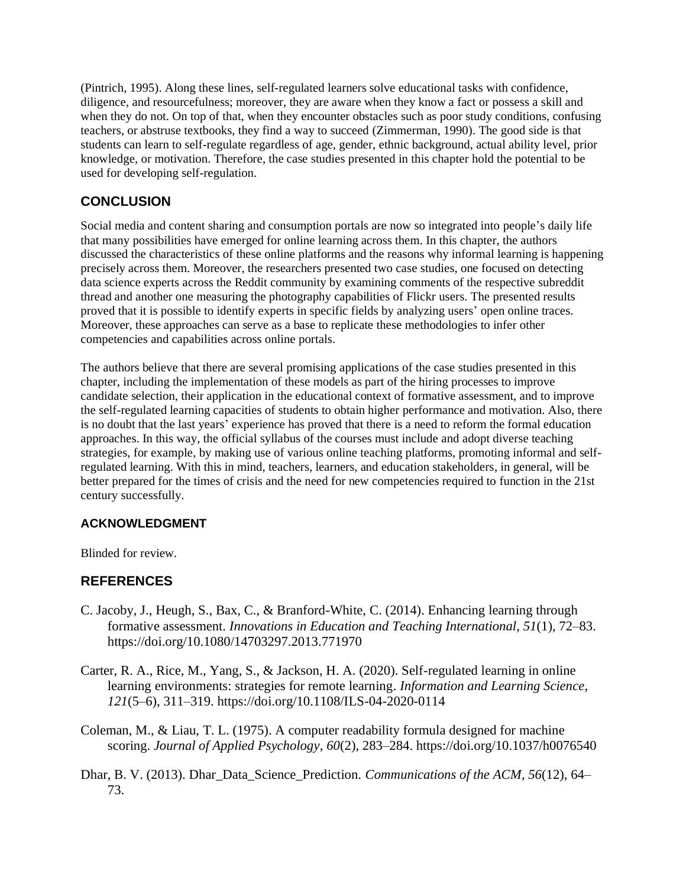(Pintrich, 1995). Along these lines, self-regulated learners solve educational tasks with confidence, diligence, and resourcefulness; moreover, they are aware when they know a fact or possess a skill and when they do not. On top of that, when they encounter obstacles such as poor study conditions, confusing teachers, or abstruse textbooks, they find a way to succeed (Zimmerman, 1990). The good side is that students can learn to self-regulate regardless of age, gender, ethnic background, actual ability level, prior knowledge, or motivation. Therefore, the case studies presented in this chapter hold the potential to be used for developing self-regulation.

## CONCLUSION

Social media and content sharing and consumption portals are now so integrated into people's daily life that many possibilities have emerged for online learning across them. In this chapter, the authors discussed the characteristics of these online platforms and the reasons why informal learning is happening precisely across them. Moreover, the researchers presented two case studies, one focused on detecting data science experts across the Reddit community by examining comments of the respective subreddit thread and another one measuring the photography capabilities of Flickr users. The presented results proved that it is possible to identify experts in specific fields by analyzing users' open online traces. Moreover, these approaches can serve as a base to replicate these methodologies to infer other competencies and capabilities across online portals.

The authors believe that there are several promising applications of the case studies presented in this chapter, including the implementation of these models as part of the hiring processes to improve candidate selection, their application in the educational context of formative assessment, and to improve the self-regulated learning capacities of students to obtain higher performance and motivation. Also, there is no doubt that the last years' experience has proved that there is a need to reform the formal education approaches. In this way, the official syllabus of the courses must include and adopt diverse teaching strategies, for example, by making use of various online teaching platforms, promoting informal and self-regulated learning. With this in mind, teachers, learners, and education stakeholders, in general, will be better prepared for the times of crisis and the need for new competencies required to function in the 21st century successfully.

### ACKNOWLEDGMENT

Blinded for review.

## REFERENCES

C. Jacoby, J., Heugh, S., Bax, C., & Branford-White, C. (2014). Enhancing learning through formative assessment. *Innovations in Education and Teaching International*, *51*(1), 72–83. https://doi.org/10.1080/14703297.2013.771970

Carter, R. A., Rice, M., Yang, S., & Jackson, H. A. (2020). Self-regulated learning in online learning environments: strategies for remote learning. *Information and Learning Science*, *121*(5–6), 311–319. https://doi.org/10.1108/ILS-04-2020-0114

Coleman, M., & Liau, T. L. (1975). A computer readability formula designed for machine scoring. *Journal of Applied Psychology*, *60*(2), 283–284. https://doi.org/10.1037/h0076540

Dhar, B. V. (2013). Dhar_Data_Science_Prediction. *Communications of the ACM*, *56*(12), 64–73.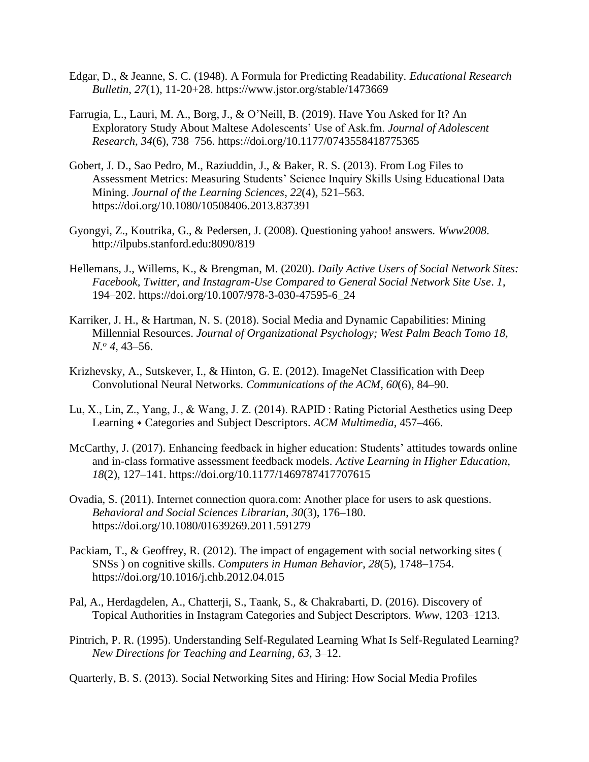Edgar, D., & Jeanne, S. C. (1948). A Formula for Predicting Readability. *Educational Research Bulletin*, *27*(1), 11-20+28. https://www.jstor.org/stable/1473669

Farrugia, L., Lauri, M. A., Borg, J., & O'Neill, B. (2019). Have You Asked for It? An Exploratory Study About Maltese Adolescents' Use of Ask.fm. *Journal of Adolescent Research*, *34*(6), 738–756. https://doi.org/10.1177/0743558418775365

Gobert, J. D., Sao Pedro, M., Raziuddin, J., & Baker, R. S. (2013). From Log Files to Assessment Metrics: Measuring Students' Science Inquiry Skills Using Educational Data Mining. *Journal of the Learning Sciences*, *22*(4), 521–563. https://doi.org/10.1080/10508406.2013.837391

Gyongyi, Z., Koutrika, G., & Pedersen, J. (2008). Questioning yahoo! answers. *Www2008*. http://ilpubs.stanford.edu:8090/819

Hellemans, J., Willems, K., & Brengman, M. (2020). *Daily Active Users of Social Network Sites: Facebook, Twitter, and Instagram-Use Compared to General Social Network Site Use*. *1*, 194–202. https://doi.org/10.1007/978-3-030-47595-6_24

Karriker, J. H., & Hartman, N. S. (2018). Social Media and Dynamic Capabilities: Mining Millennial Resources. *Journal of Organizational Psychology; West Palm Beach Tomo 18, N.º 4*, 43–56.

Krizhevsky, A., Sutskever, I., & Hinton, G. E. (2012). ImageNet Classification with Deep Convolutional Neural Networks. *Communications of the ACM*, *60*(6), 84–90.

Lu, X., Lin, Z., Yang, J., & Wang, J. Z. (2014). RAPID : Rating Pictorial Aesthetics using Deep Learning ∗ Categories and Subject Descriptors. *ACM Multimedia*, 457–466.

McCarthy, J. (2017). Enhancing feedback in higher education: Students' attitudes towards online and in-class formative assessment feedback models. *Active Learning in Higher Education*, *18*(2), 127–141. https://doi.org/10.1177/1469787417707615

Ovadia, S. (2011). Internet connection quora.com: Another place for users to ask questions. *Behavioral and Social Sciences Librarian*, *30*(3), 176–180. https://doi.org/10.1080/01639269.2011.591279

Packiam, T., & Geoffrey, R. (2012). The impact of engagement with social networking sites ( SNSs ) on cognitive skills. *Computers in Human Behavior*, *28*(5), 1748–1754. https://doi.org/10.1016/j.chb.2012.04.015

Pal, A., Herdagdelen, A., Chatterji, S., Taank, S., & Chakrabarti, D. (2016). Discovery of Topical Authorities in Instagram Categories and Subject Descriptors. *Www*, 1203–1213.

Pintrich, P. R. (1995). Understanding Self-Regulated Learning What Is Self-Regulated Learning? *New Directions for Teaching and Learning*, *63*, 3–12.

Quarterly, B. S. (2013). Social Networking Sites and Hiring: How Social Media Profiles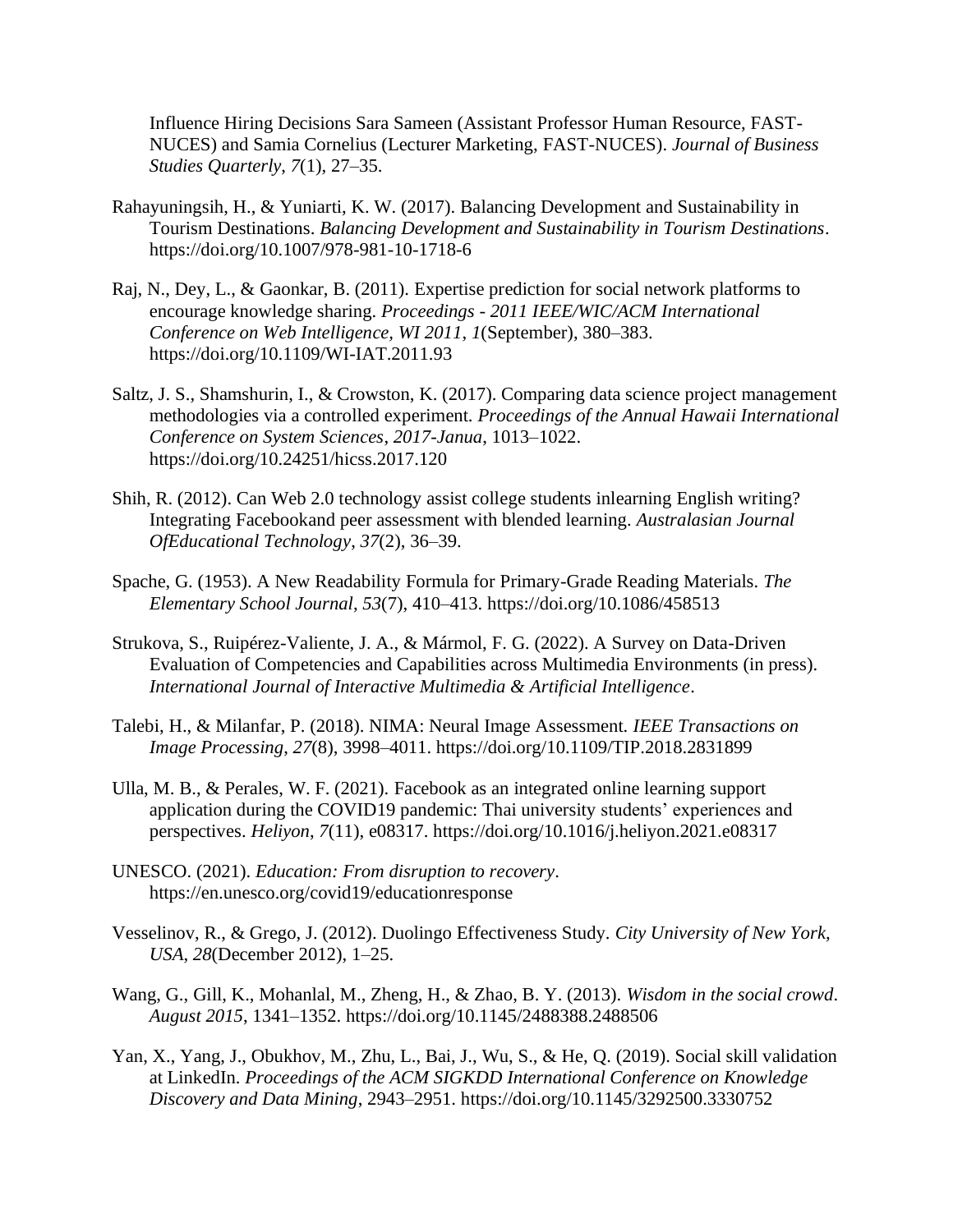Influence Hiring Decisions Sara Sameen (Assistant Professor Human Resource, FAST-NUCES) and Samia Cornelius (Lecturer Marketing, FAST-NUCES). *Journal of Business Studies Quarterly*, *7*(1), 27–35.

Rahayuningsih, H., & Yuniarti, K. W. (2017). Balancing Development and Sustainability in Tourism Destinations. *Balancing Development and Sustainability in Tourism Destinations*. https://doi.org/10.1007/978-981-10-1718-6

Raj, N., Dey, L., & Gaonkar, B. (2011). Expertise prediction for social network platforms to encourage knowledge sharing. *Proceedings - 2011 IEEE/WIC/ACM International Conference on Web Intelligence, WI 2011*, *1*(September), 380–383. https://doi.org/10.1109/WI-IAT.2011.93

Saltz, J. S., Shamshurin, I., & Crowston, K. (2017). Comparing data science project management methodologies via a controlled experiment. *Proceedings of the Annual Hawaii International Conference on System Sciences*, *2017-Janua*, 1013–1022. https://doi.org/10.24251/hicss.2017.120

Shih, R. (2012). Can Web 2.0 technology assist college students inlearning English writing? Integrating Facebookand peer assessment with blended learning. *Australasian Journal OfEducational Technology*, *37*(2), 36–39.

Spache, G. (1953). A New Readability Formula for Primary-Grade Reading Materials. *The Elementary School Journal*, *53*(7), 410–413. https://doi.org/10.1086/458513

Strukova, S., Ruipérez-Valiente, J. A., & Mármol, F. G. (2022). A Survey on Data-Driven Evaluation of Competencies and Capabilities across Multimedia Environments (in press). *International Journal of Interactive Multimedia & Artificial Intelligence*.

Talebi, H., & Milanfar, P. (2018). NIMA: Neural Image Assessment. *IEEE Transactions on Image Processing*, *27*(8), 3998–4011. https://doi.org/10.1109/TIP.2018.2831899

Ulla, M. B., & Perales, W. F. (2021). Facebook as an integrated online learning support application during the COVID19 pandemic: Thai university students' experiences and perspectives. *Heliyon*, *7*(11), e08317. https://doi.org/10.1016/j.heliyon.2021.e08317

UNESCO. (2021). *Education: From disruption to recovery*. https://en.unesco.org/covid19/educationresponse

Vesselinov, R., & Grego, J. (2012). Duolingo Effectiveness Study. *City University of New York, USA*, *28*(December 2012), 1–25.

Wang, G., Gill, K., Mohanlal, M., Zheng, H., & Zhao, B. Y. (2013). *Wisdom in the social crowd*. *August 2015*, 1341–1352. https://doi.org/10.1145/2488388.2488506

Yan, X., Yang, J., Obukhov, M., Zhu, L., Bai, J., Wu, S., & He, Q. (2019). Social skill validation at LinkedIn. *Proceedings of the ACM SIGKDD International Conference on Knowledge Discovery and Data Mining*, 2943–2951. https://doi.org/10.1145/3292500.3330752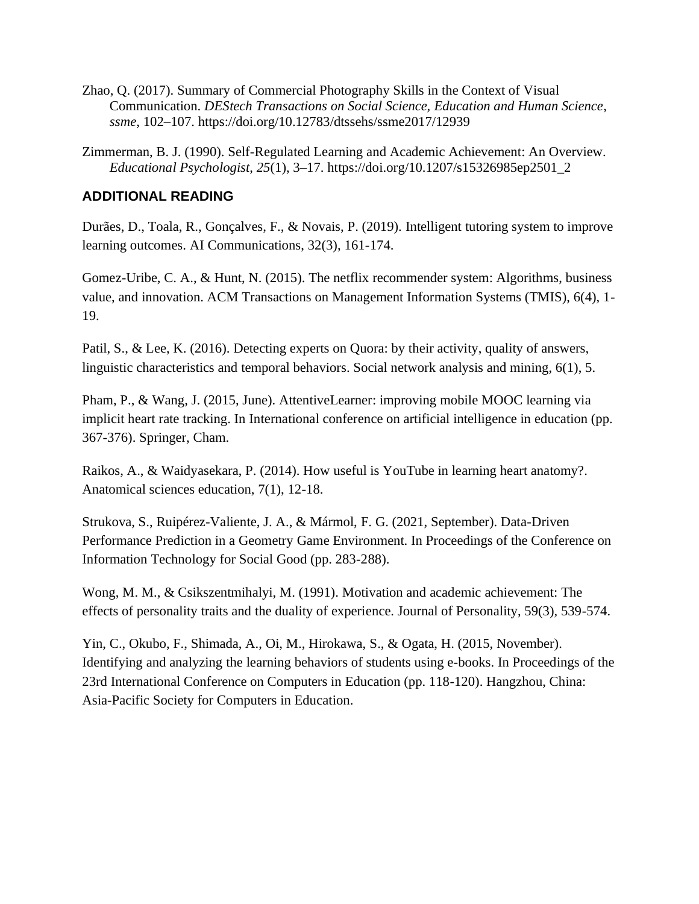Zhao, Q. (2017). Summary of Commercial Photography Skills in the Context of Visual Communication. *DEStech Transactions on Social Science, Education and Human Science*, *ssme*, 102–107. https://doi.org/10.12783/dtssehs/ssme2017/12939

Zimmerman, B. J. (1990). Self-Regulated Learning and Academic Achievement: An Overview. *Educational Psychologist*, *25*(1), 3–17. https://doi.org/10.1207/s15326985ep2501_2

## ADDITIONAL READING

Durães, D., Toala, R., Gonçalves, F., & Novais, P. (2019). Intelligent tutoring system to improve learning outcomes. AI Communications, 32(3), 161-174.

Gomez-Uribe, C. A., & Hunt, N. (2015). The netflix recommender system: Algorithms, business value, and innovation. ACM Transactions on Management Information Systems (TMIS), 6(4), 1-19.

Patil, S., & Lee, K. (2016). Detecting experts on Quora: by their activity, quality of answers, linguistic characteristics and temporal behaviors. Social network analysis and mining, 6(1), 5.

Pham, P., & Wang, J. (2015, June). AttentiveLearner: improving mobile MOOC learning via implicit heart rate tracking. In International conference on artificial intelligence in education (pp. 367-376). Springer, Cham.

Raikos, A., & Waidyasekara, P. (2014). How useful is YouTube in learning heart anatomy?. Anatomical sciences education, 7(1), 12-18.

Strukova, S., Ruipérez-Valiente, J. A., & Mármol, F. G. (2021, September). Data-Driven Performance Prediction in a Geometry Game Environment. In Proceedings of the Conference on Information Technology for Social Good (pp. 283-288).

Wong, M. M., & Csikszentmihalyi, M. (1991). Motivation and academic achievement: The effects of personality traits and the duality of experience. Journal of Personality, 59(3), 539-574.

Yin, C., Okubo, F., Shimada, A., Oi, M., Hirokawa, S., & Ogata, H. (2015, November). Identifying and analyzing the learning behaviors of students using e-books. In Proceedings of the 23rd International Conference on Computers in Education (pp. 118-120). Hangzhou, China: Asia-Pacific Society for Computers in Education.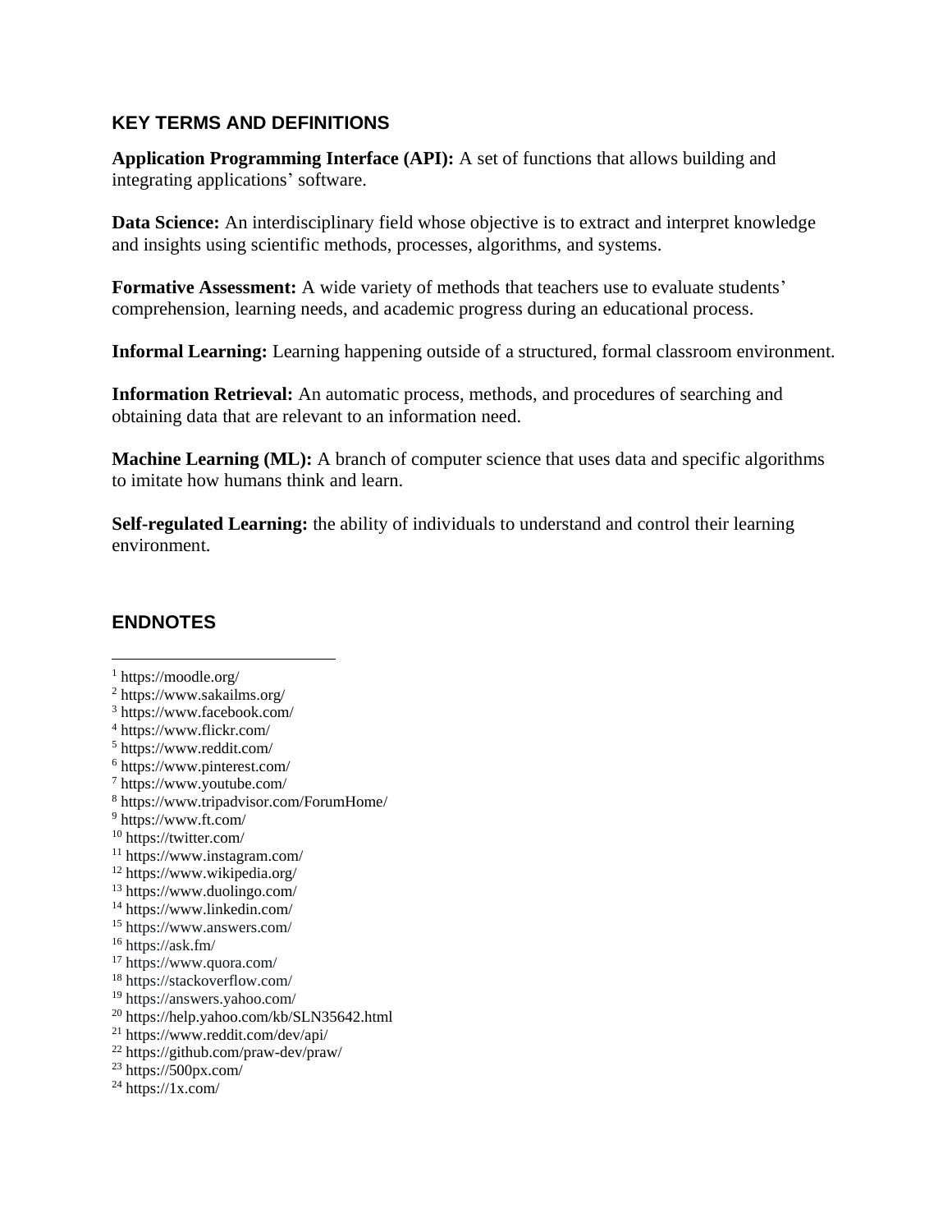## KEY TERMS AND DEFINITIONS

**Application Programming Interface (API):** A set of functions that allows building and integrating applications' software.

**Data Science:** An interdisciplinary field whose objective is to extract and interpret knowledge and insights using scientific methods, processes, algorithms, and systems.

**Formative Assessment:** A wide variety of methods that teachers use to evaluate students' comprehension, learning needs, and academic progress during an educational process.

**Informal Learning:** Learning happening outside of a structured, formal classroom environment.

**Information Retrieval:** An automatic process, methods, and procedures of searching and obtaining data that are relevant to an information need.

**Machine Learning (ML):** A branch of computer science that uses data and specific algorithms to imitate how humans think and learn.

**Self-regulated Learning:** the ability of individuals to understand and control their learning environment.

## ENDNOTES

[1] https://moodle.org/
[2] https://www.sakailms.org/
[3] https://www.facebook.com/
[4] https://www.flickr.com/
[5] https://www.reddit.com/
[6] https://www.pinterest.com/
[7] https://www.youtube.com/
[8] https://www.tripadvisor.com/ForumHome/
[9] https://www.ft.com/
[10] https://twitter.com/
[11] https://www.instagram.com/
[12] https://www.wikipedia.org/
[13] https://www.duolingo.com/
[14] https://www.linkedin.com/
[15] https://www.answers.com/
[16] https://ask.fm/
[17] https://www.quora.com/
[18] https://stackoverflow.com/
[19] https://answers.yahoo.com/
[20] https://help.yahoo.com/kb/SLN35642.html
[21] https://www.reddit.com/dev/api/
[22] https://github.com/praw-dev/praw/
[23] https://500px.com/
[24] https://1x.com/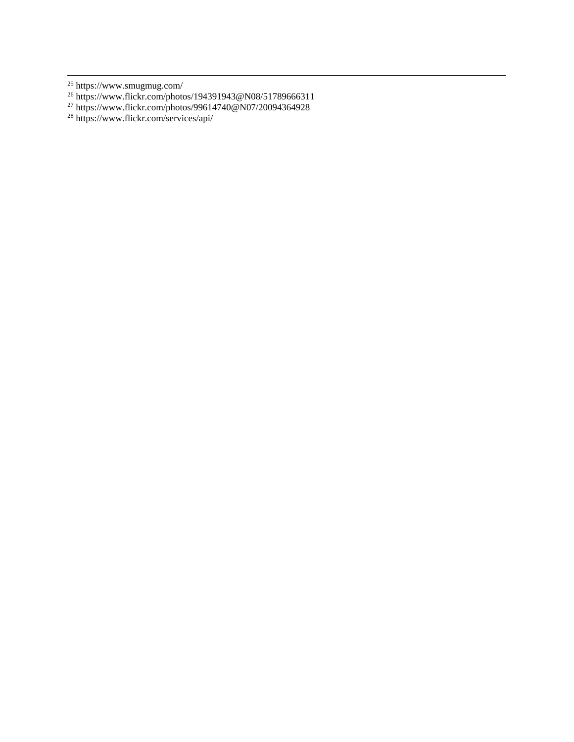[25] https://www.smugmug.com/

[26] https://www.flickr.com/photos/194391943@N08/51789666311

[27] https://www.flickr.com/photos/99614740@N07/20094364928

[28] https://www.flickr.com/services/api/